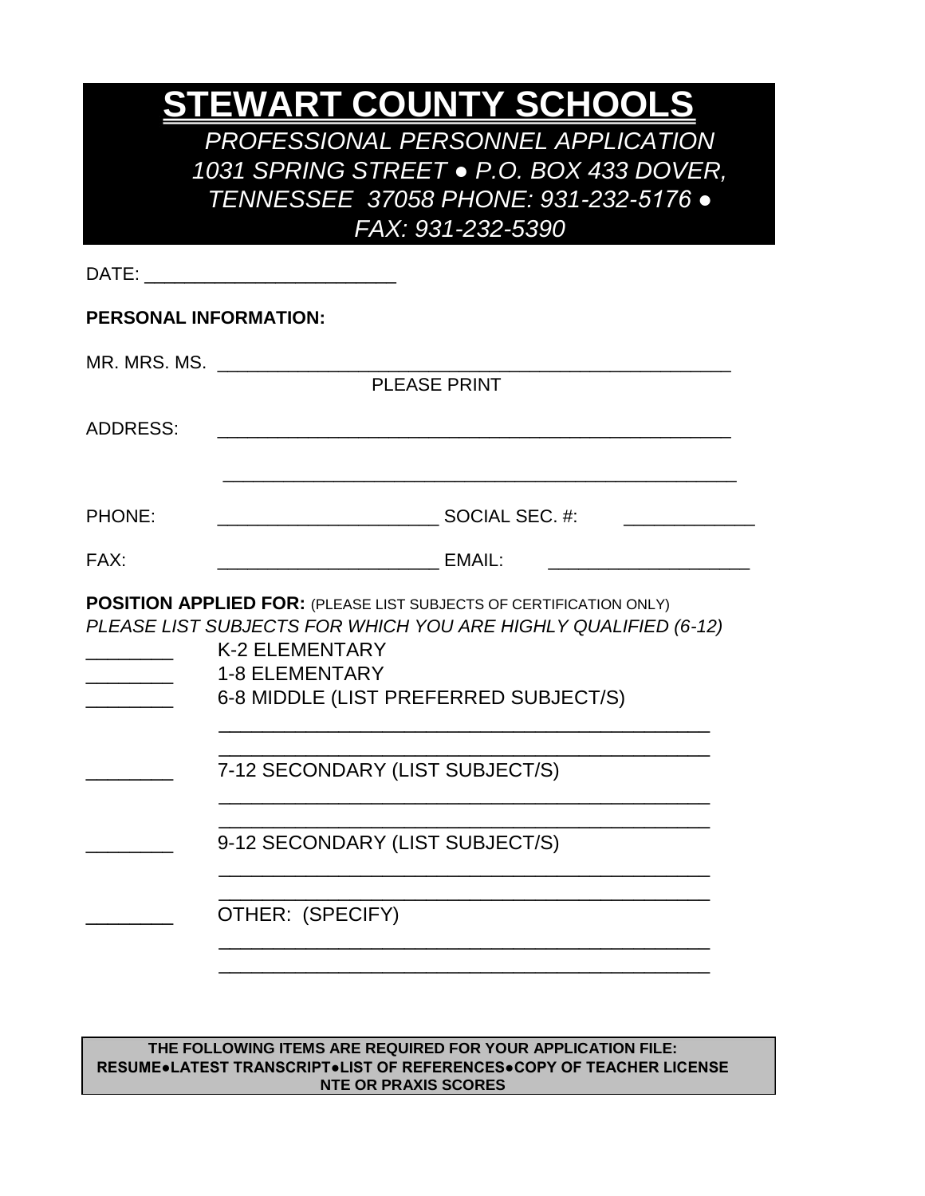# STEWART COUNTY SCHOOLS

*PROFESSIONAL PERSONNEL APPLICATION*
*1031 SPRING STREET ● P.O. BOX 433 DOVER, TENNESSEE 37058 PHONE: 931-232-5176 ● FAX: 931-232-5390*

DATE: ________________________

**PERSONAL INFORMATION:**

MR. MRS. MS. ___________________________________________________
PLEASE PRINT

ADDRESS: ___________________________________________________

___________________________________________________

PHONE: _____________________ SOCIAL SEC. #: _____________

FAX: _____________________ EMAIL: ___________________

**POSITION APPLIED FOR:** (PLEASE LIST SUBJECTS OF CERTIFICATION ONLY)
*PLEASE LIST SUBJECTS FOR WHICH YOU ARE HIGHLY QUALIFIED (6-12)*

________ K-2 ELEMENTARY
________ 1-8 ELEMENTARY
________ 6-8 MIDDLE (LIST PREFERRED SUBJECT/S)

_______________________________________________
_______________________________________________

________ 7-12 SECONDARY (LIST SUBJECT/S)

_______________________________________________
_______________________________________________

________ 9-12 SECONDARY (LIST SUBJECT/S)

_______________________________________________
_______________________________________________

________ OTHER: (SPECIFY)

_______________________________________________
_______________________________________________

**THE FOLLOWING ITEMS ARE REQUIRED FOR YOUR APPLICATION FILE:**
**RESUME●LATEST TRANSCRIPT●LIST OF REFERENCES●COPY OF TEACHER LICENSE NTE OR PRAXIS SCORES**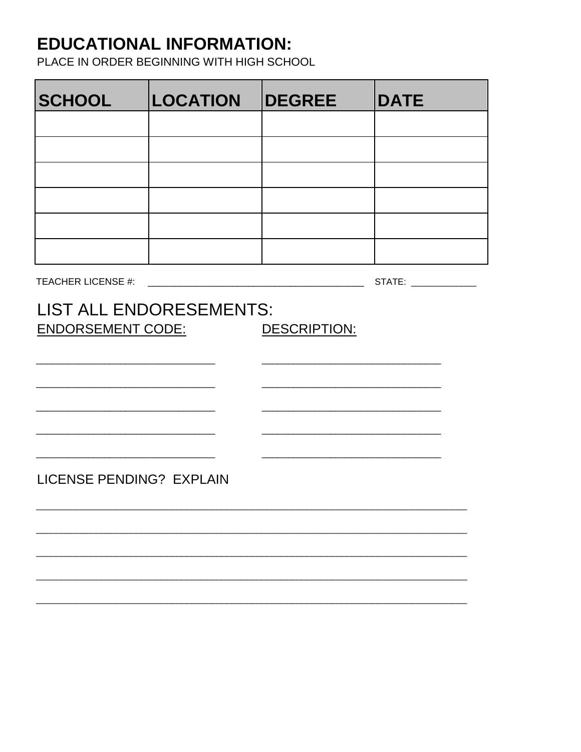## EDUCATIONAL INFORMATION:

PLACE IN ORDER BEGINNING WITH HIGH SCHOOL

| SCHOOL | LOCATION | DEGREE | DATE |
|---|---|---|---|
| | | | |
| | | | |
| | | | |
| | | | |
| | | | |
| | | | |

TEACHER LICENSE #: ________________________________________ STATE: ____________

LIST ALL ENDORESEMENTS:

ENDORSEMENT CODE: DESCRIPTION:

___________________________ ___________________________

___________________________ ___________________________

___________________________ ___________________________

___________________________ ___________________________

___________________________ ___________________________

LICENSE PENDING? EXPLAIN

_________________________________________________________________

_________________________________________________________________

_________________________________________________________________

_________________________________________________________________

_________________________________________________________________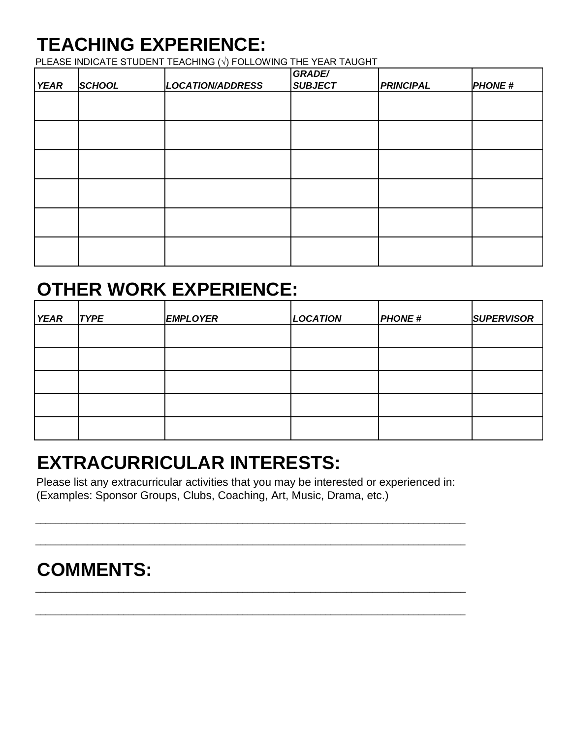# TEACHING EXPERIENCE:

PLEASE INDICATE STUDENT TEACHING (√) FOLLOWING THE YEAR TAUGHT

| *YEAR* | *SCHOOL* | *LOCATION/ADDRESS* | *GRADE/ SUBJECT* | *PRINCIPAL* | *PHONE #* |
|---|---|---|---|---|---|
| | | | | | |
| | | | | | |
| | | | | | |
| | | | | | |
| | | | | | |
| | | | | | |

# OTHER WORK EXPERIENCE:

| *YEAR* | *TYPE* | *EMPLOYER* | *LOCATION* | *PHONE #* | *SUPERVISOR* |
|---|---|---|---|---|---|
| | | | | | |
| | | | | | |
| | | | | | |
| | | | | | |
| | | | | | |

# EXTRACURRICULAR INTERESTS:

Please list any extracurricular activities that you may be interested or experienced in:
(Examples: Sponsor Groups, Clubs, Coaching, Art, Music, Drama, etc.)

______________________________________________________________________

______________________________________________________________________

# COMMENTS:

______________________________________________________________________

______________________________________________________________________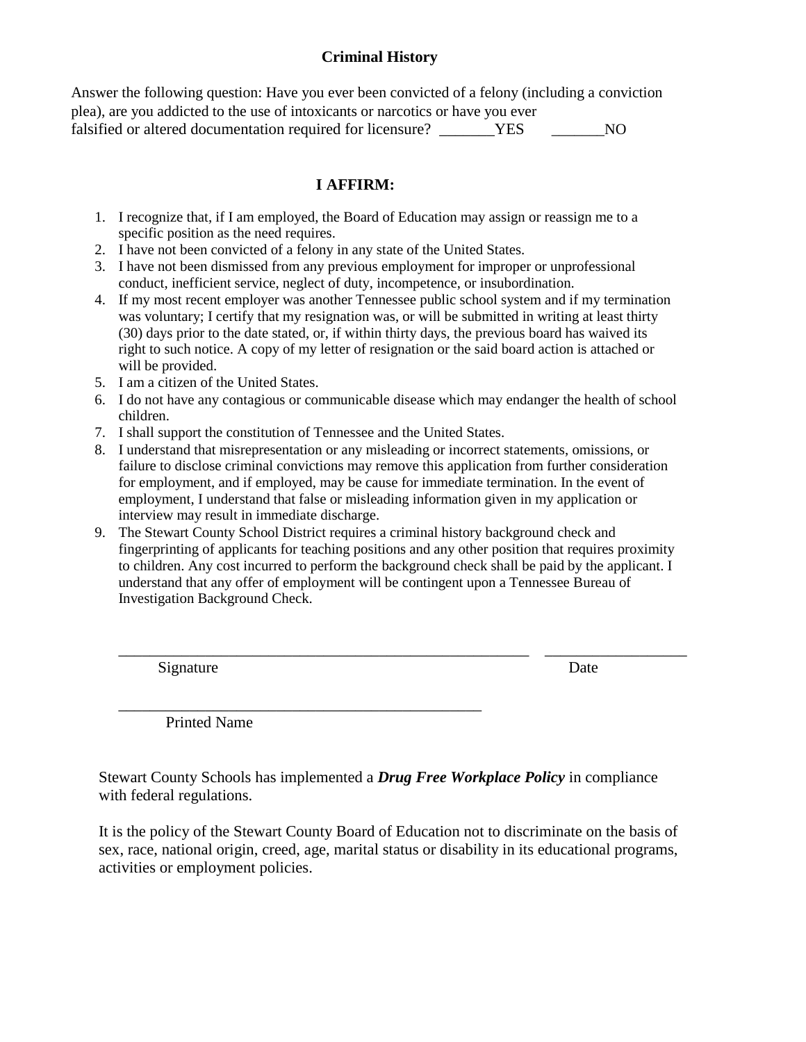## Criminal History

Answer the following question: Have you ever been convicted of a felony (including a conviction plea), are you addicted to the use of intoxicants or narcotics or have you ever falsified or altered documentation required for licensure? _______YES _______NO

## I AFFIRM:

1. I recognize that, if I am employed, the Board of Education may assign or reassign me to a specific position as the need requires.
2. I have not been convicted of a felony in any state of the United States.
3. I have not been dismissed from any previous employment for improper or unprofessional conduct, inefficient service, neglect of duty, incompetence, or insubordination.
4. If my most recent employer was another Tennessee public school system and if my termination was voluntary; I certify that my resignation was, or will be submitted in writing at least thirty (30) days prior to the date stated, or, if within thirty days, the previous board has waived its right to such notice. A copy of my letter of resignation or the said board action is attached or will be provided.
5. I am a citizen of the United States.
6. I do not have any contagious or communicable disease which may endanger the health of school children.
7. I shall support the constitution of Tennessee and the United States.
8. I understand that misrepresentation or any misleading or incorrect statements, omissions, or failure to disclose criminal convictions may remove this application from further consideration for employment, and if employed, may be cause for immediate termination. In the event of employment, I understand that false or misleading information given in my application or interview may result in immediate discharge.
9. The Stewart County School District requires a criminal history background check and fingerprinting of applicants for teaching positions and any other position that requires proximity to children. Any cost incurred to perform the background check shall be paid by the applicant. I understand that any offer of employment will be contingent upon a Tennessee Bureau of Investigation Background Check.

_______________________________________________________ __________________
Signature Date

_________________________________________________
Printed Name

Stewart County Schools has implemented a ***Drug Free Workplace Policy*** in compliance with federal regulations.

It is the policy of the Stewart County Board of Education not to discriminate on the basis of sex, race, national origin, creed, age, marital status or disability in its educational programs, activities or employment policies.